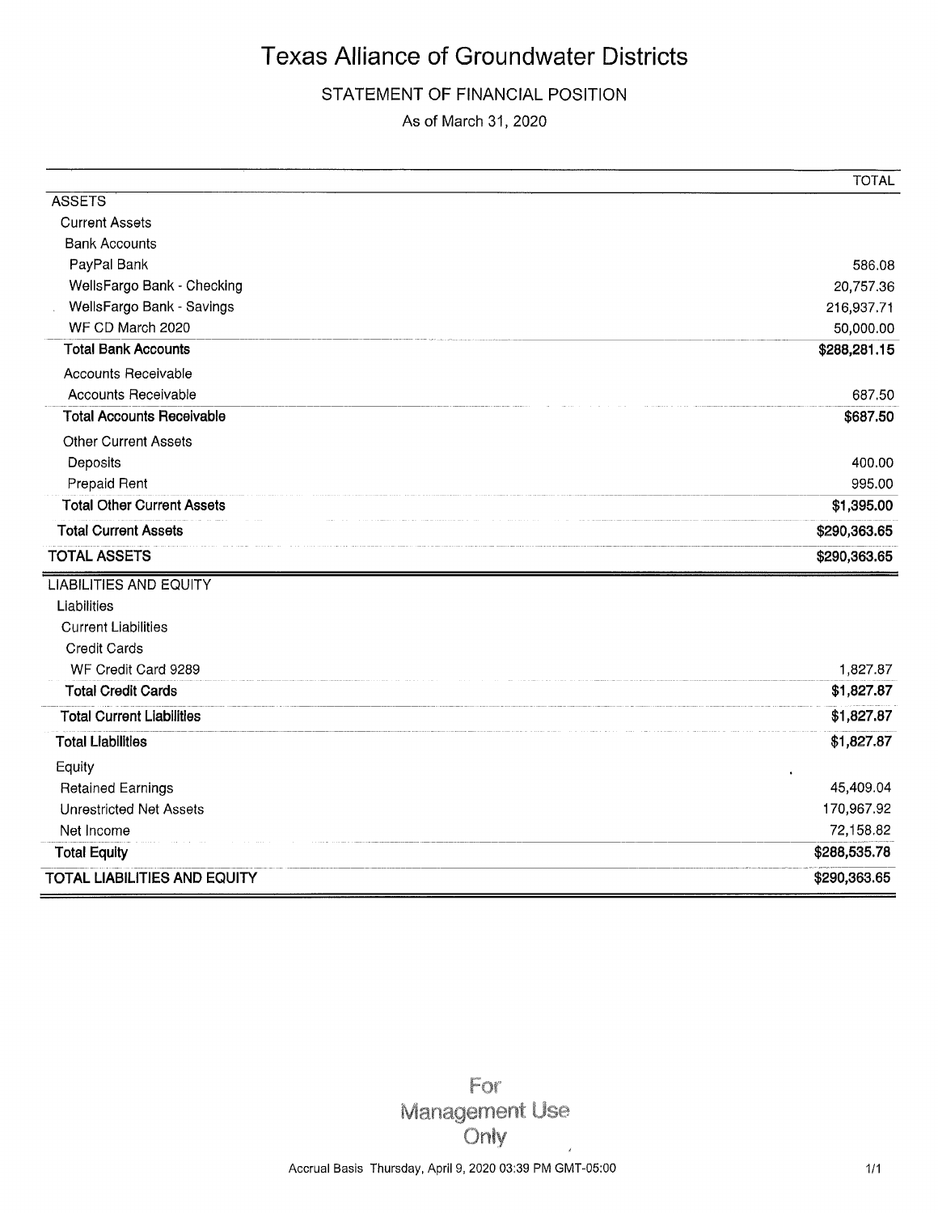# Texas Alliance of Groundwater Districts

## STATEMENT OF FINANCIAL POSITION

As of March 31, 2020

| | TOTAL |
|---|---|
| ASSETS | |
| Current Assets | |
| Bank Accounts | |
| PayPal Bank | 586.08 |
| WellsFargo Bank - Checking | 20,757.36 |
| WellsFargo Bank - Savings | 216,937.71 |
| WF CD March 2020 | 50,000.00 |
| **Total Bank Accounts** | **$288,281.15** |
| Accounts Receivable | |
| Accounts Receivable | 687.50 |
| **Total Accounts Receivable** | **$687.50** |
| Other Current Assets | |
| Deposits | 400.00 |
| Prepaid Rent | 995.00 |
| **Total Other Current Assets** | **$1,395.00** |
| **Total Current Assets** | **$290,363.65** |
| **TOTAL ASSETS** | **$290,363.65** |
| LIABILITIES AND EQUITY | |
| Liabilities | |
| Current Liabilities | |
| Credit Cards | |
| WF Credit Card 9289 | 1,827.87 |
| **Total Credit Cards** | **$1,827.87** |
| **Total Current Liabilities** | **$1,827.87** |
| **Total Liabilities** | **$1,827.87** |
| Equity | |
| Retained Earnings | 45,409.04 |
| Unrestricted Net Assets | 170,967.92 |
| Net Income | 72,158.82 |
| **Total Equity** | **$288,535.78** |
| **TOTAL LIABILITIES AND EQUITY** | **$290,363.65** |

For Management Use Only

Accrual Basis Thursday, April 9, 2020 03:39 PM GMT-05:00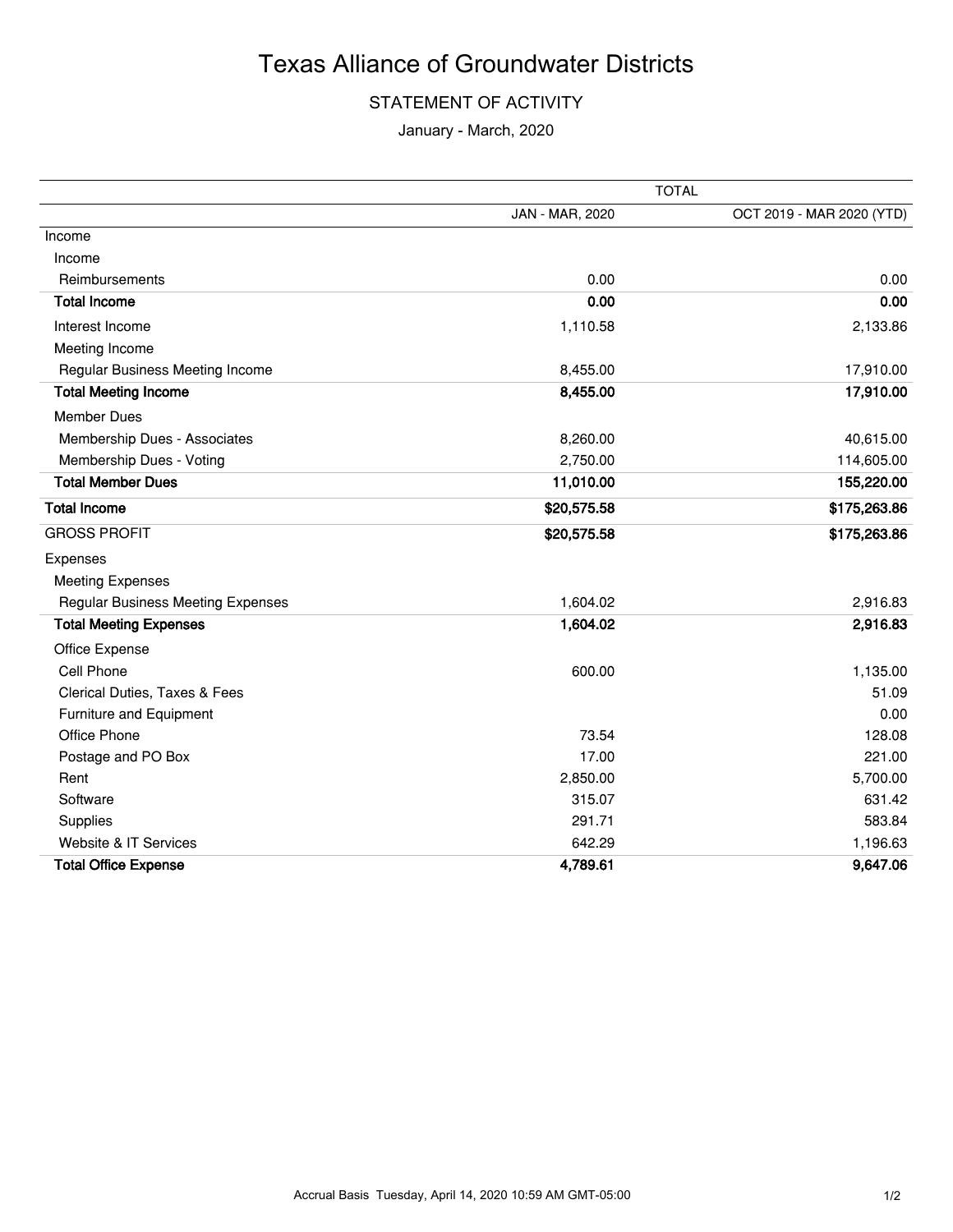# Texas Alliance of Groundwater Districts

## STATEMENT OF ACTIVITY

January - March, 2020

| | TOTAL | |
|---|---|---|
| | JAN - MAR, 2020 | OCT 2019 - MAR 2020 (YTD) |
| Income | | |
| Income | | |
| Reimbursements | 0.00 | 0.00 |
| **Total Income** | **0.00** | **0.00** |
| Interest Income | 1,110.58 | 2,133.86 |
| Meeting Income | | |
| Regular Business Meeting Income | 8,455.00 | 17,910.00 |
| **Total Meeting Income** | **8,455.00** | **17,910.00** |
| Member Dues | | |
| Membership Dues - Associates | 8,260.00 | 40,615.00 |
| Membership Dues - Voting | 2,750.00 | 114,605.00 |
| **Total Member Dues** | **11,010.00** | **155,220.00** |
| **Total Income** | **$20,575.58** | **$175,263.86** |
| GROSS PROFIT | **$20,575.58** | **$175,263.86** |
| Expenses | | |
| Meeting Expenses | | |
| Regular Business Meeting Expenses | 1,604.02 | 2,916.83 |
| **Total Meeting Expenses** | **1,604.02** | **2,916.83** |
| Office Expense | | |
| Cell Phone | 600.00 | 1,135.00 |
| Clerical Duties, Taxes & Fees | | 51.09 |
| Furniture and Equipment | | 0.00 |
| Office Phone | 73.54 | 128.08 |
| Postage and PO Box | 17.00 | 221.00 |
| Rent | 2,850.00 | 5,700.00 |
| Software | 315.07 | 631.42 |
| Supplies | 291.71 | 583.84 |
| Website & IT Services | 642.29 | 1,196.63 |
| **Total Office Expense** | **4,789.61** | **9,647.06** |

Accrual Basis Tuesday, April 14, 2020 10:59 AM GMT-05:00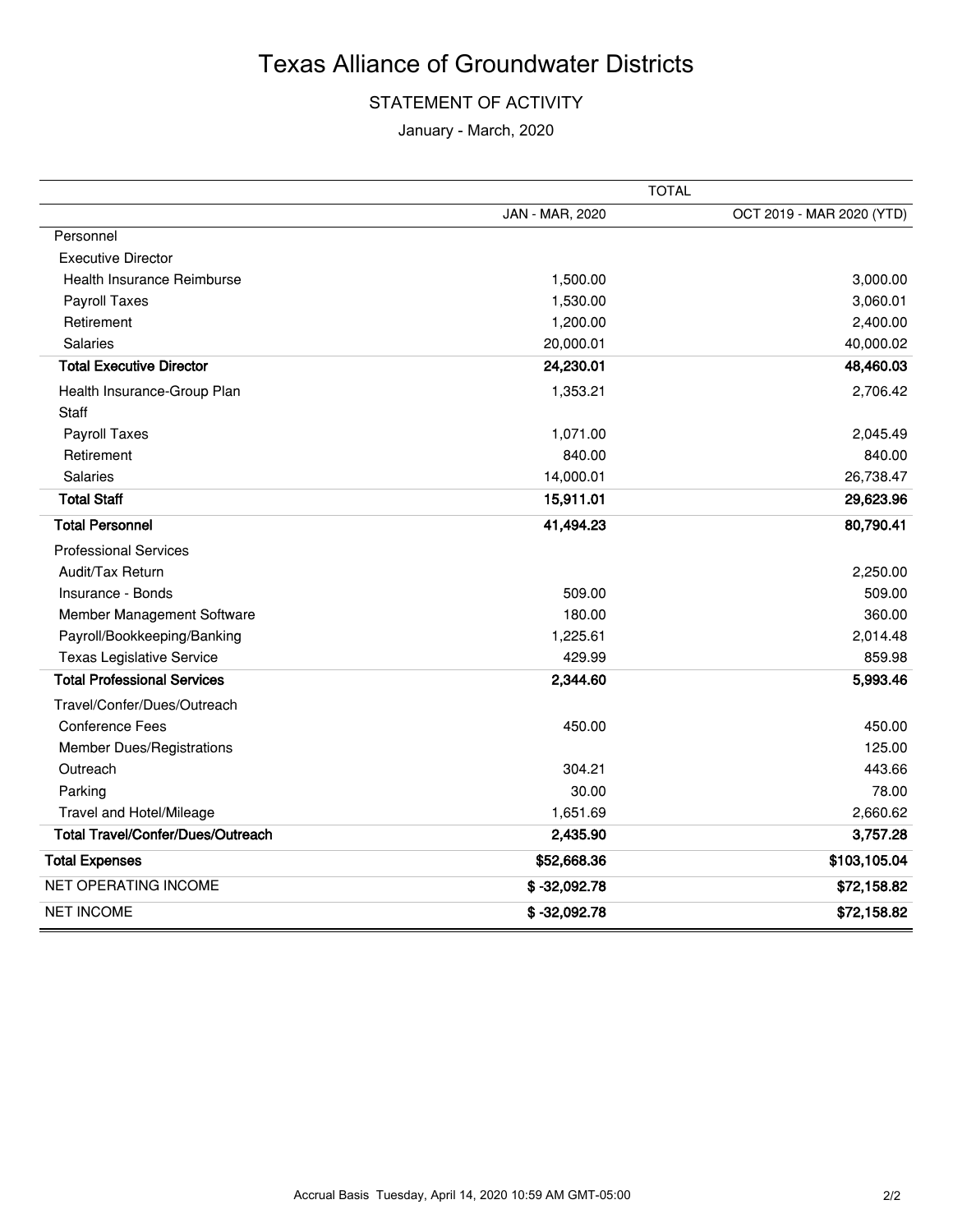# Texas Alliance of Groundwater Districts

## STATEMENT OF ACTIVITY

January - March, 2020

| | TOTAL | |
|---|---|---|
| | JAN - MAR, 2020 | OCT 2019 - MAR 2020 (YTD) |
| Personnel | | |
| Executive Director | | |
| Health Insurance Reimburse | 1,500.00 | 3,000.00 |
| Payroll Taxes | 1,530.00 | 3,060.01 |
| Retirement | 1,200.00 | 2,400.00 |
| Salaries | 20,000.01 | 40,000.02 |
| **Total Executive Director** | **24,230.01** | **48,460.03** |
| Health Insurance-Group Plan | 1,353.21 | 2,706.42 |
| Staff | | |
| Payroll Taxes | 1,071.00 | 2,045.49 |
| Retirement | 840.00 | 840.00 |
| Salaries | 14,000.01 | 26,738.47 |
| **Total Staff** | **15,911.01** | **29,623.96** |
| **Total Personnel** | **41,494.23** | **80,790.41** |
| Professional Services | | |
| Audit/Tax Return | | 2,250.00 |
| Insurance - Bonds | 509.00 | 509.00 |
| Member Management Software | 180.00 | 360.00 |
| Payroll/Bookkeeping/Banking | 1,225.61 | 2,014.48 |
| Texas Legislative Service | 429.99 | 859.98 |
| **Total Professional Services** | **2,344.60** | **5,993.46** |
| Travel/Confer/Dues/Outreach | | |
| Conference Fees | 450.00 | 450.00 |
| Member Dues/Registrations | | 125.00 |
| Outreach | 304.21 | 443.66 |
| Parking | 30.00 | 78.00 |
| Travel and Hotel/Mileage | 1,651.69 | 2,660.62 |
| **Total Travel/Confer/Dues/Outreach** | **2,435.90** | **3,757.28** |
| **Total Expenses** | **$52,668.36** | **$103,105.04** |
| NET OPERATING INCOME | **$ -32,092.78** | **$72,158.82** |
| NET INCOME | **$ -32,092.78** | **$72,158.82** |

Accrual Basis Tuesday, April 14, 2020 10:59 AM GMT-05:00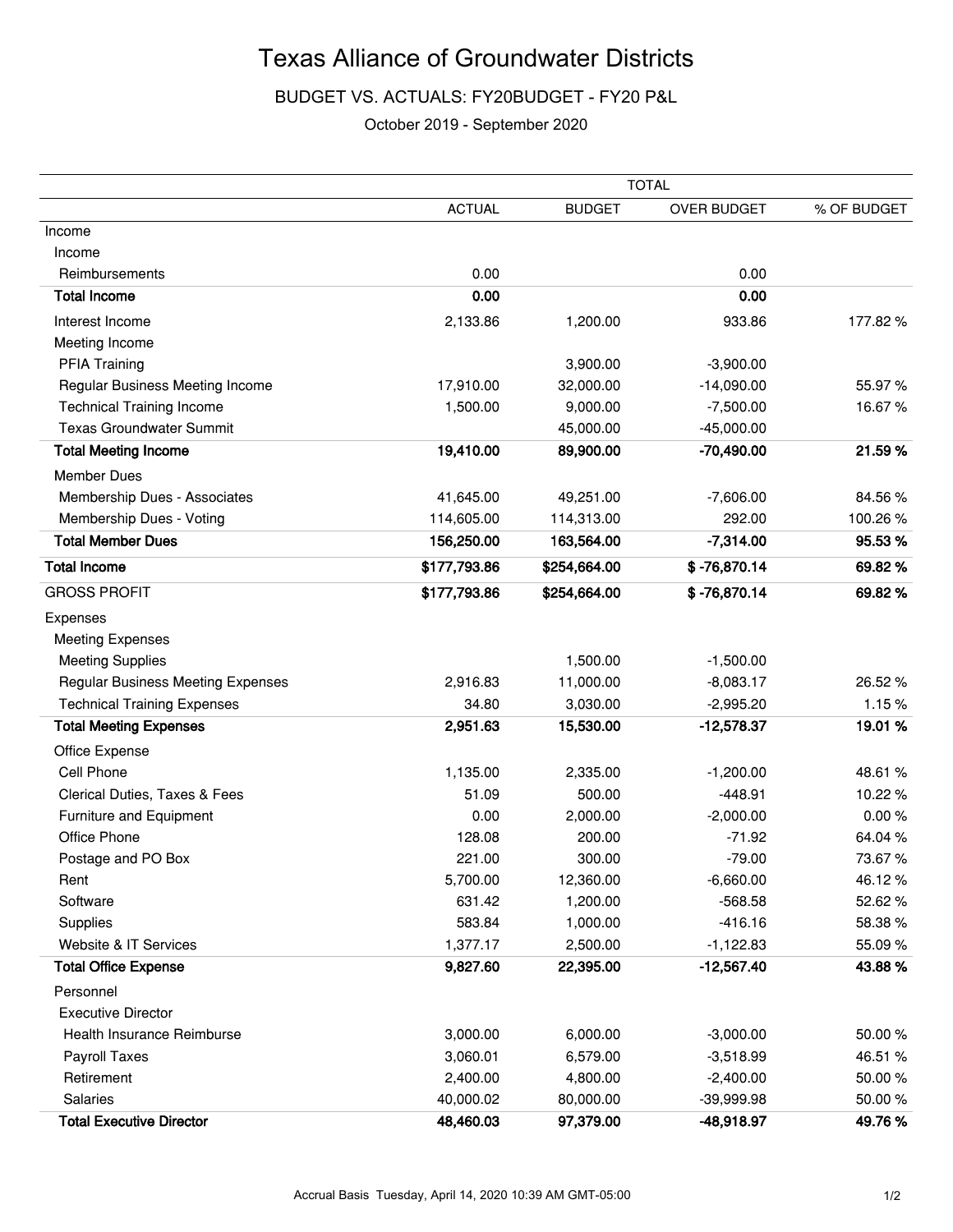# Texas Alliance of Groundwater Districts

BUDGET VS. ACTUALS: FY20BUDGET - FY20 P&L

October 2019 - September 2020

| | TOTAL | | | |
|---|---|---|---|---|
| | ACTUAL | BUDGET | OVER BUDGET | % OF BUDGET |
| Income | | | | |
| Income | | | | |
| Reimbursements | 0.00 | | 0.00 | |
| **Total Income** | **0.00** | | **0.00** | |
| Interest Income | 2,133.86 | 1,200.00 | 933.86 | 177.82 % |
| Meeting Income | | | | |
| PFIA Training | | 3,900.00 | -3,900.00 | |
| Regular Business Meeting Income | 17,910.00 | 32,000.00 | -14,090.00 | 55.97 % |
| Technical Training Income | 1,500.00 | 9,000.00 | -7,500.00 | 16.67 % |
| Texas Groundwater Summit | | 45,000.00 | -45,000.00 | |
| **Total Meeting Income** | **19,410.00** | **89,900.00** | **-70,490.00** | **21.59 %** |
| Member Dues | | | | |
| Membership Dues - Associates | 41,645.00 | 49,251.00 | -7,606.00 | 84.56 % |
| Membership Dues - Voting | 114,605.00 | 114,313.00 | 292.00 | 100.26 % |
| **Total Member Dues** | **156,250.00** | **163,564.00** | **-7,314.00** | **95.53 %** |
| **Total Income** | **$177,793.86** | **$254,664.00** | **$ -76,870.14** | **69.82 %** |
| GROSS PROFIT | **$177,793.86** | **$254,664.00** | **$ -76,870.14** | **69.82 %** |
| Expenses | | | | |
| Meeting Expenses | | | | |
| Meeting Supplies | | 1,500.00 | -1,500.00 | |
| Regular Business Meeting Expenses | 2,916.83 | 11,000.00 | -8,083.17 | 26.52 % |
| Technical Training Expenses | 34.80 | 3,030.00 | -2,995.20 | 1.15 % |
| **Total Meeting Expenses** | **2,951.63** | **15,530.00** | **-12,578.37** | **19.01 %** |
| Office Expense | | | | |
| Cell Phone | 1,135.00 | 2,335.00 | -1,200.00 | 48.61 % |
| Clerical Duties, Taxes & Fees | 51.09 | 500.00 | -448.91 | 10.22 % |
| Furniture and Equipment | 0.00 | 2,000.00 | -2,000.00 | 0.00 % |
| Office Phone | 128.08 | 200.00 | -71.92 | 64.04 % |
| Postage and PO Box | 221.00 | 300.00 | -79.00 | 73.67 % |
| Rent | 5,700.00 | 12,360.00 | -6,660.00 | 46.12 % |
| Software | 631.42 | 1,200.00 | -568.58 | 52.62 % |
| Supplies | 583.84 | 1,000.00 | -416.16 | 58.38 % |
| Website & IT Services | 1,377.17 | 2,500.00 | -1,122.83 | 55.09 % |
| **Total Office Expense** | **9,827.60** | **22,395.00** | **-12,567.40** | **43.88 %** |
| Personnel | | | | |
| Executive Director | | | | |
| Health Insurance Reimburse | 3,000.00 | 6,000.00 | -3,000.00 | 50.00 % |
| Payroll Taxes | 3,060.01 | 6,579.00 | -3,518.99 | 46.51 % |
| Retirement | 2,400.00 | 4,800.00 | -2,400.00 | 50.00 % |
| Salaries | 40,000.02 | 80,000.00 | -39,999.98 | 50.00 % |
| **Total Executive Director** | **48,460.03** | **97,379.00** | **-48,918.97** | **49.76 %** |

Accrual Basis Tuesday, April 14, 2020 10:39 AM GMT-05:00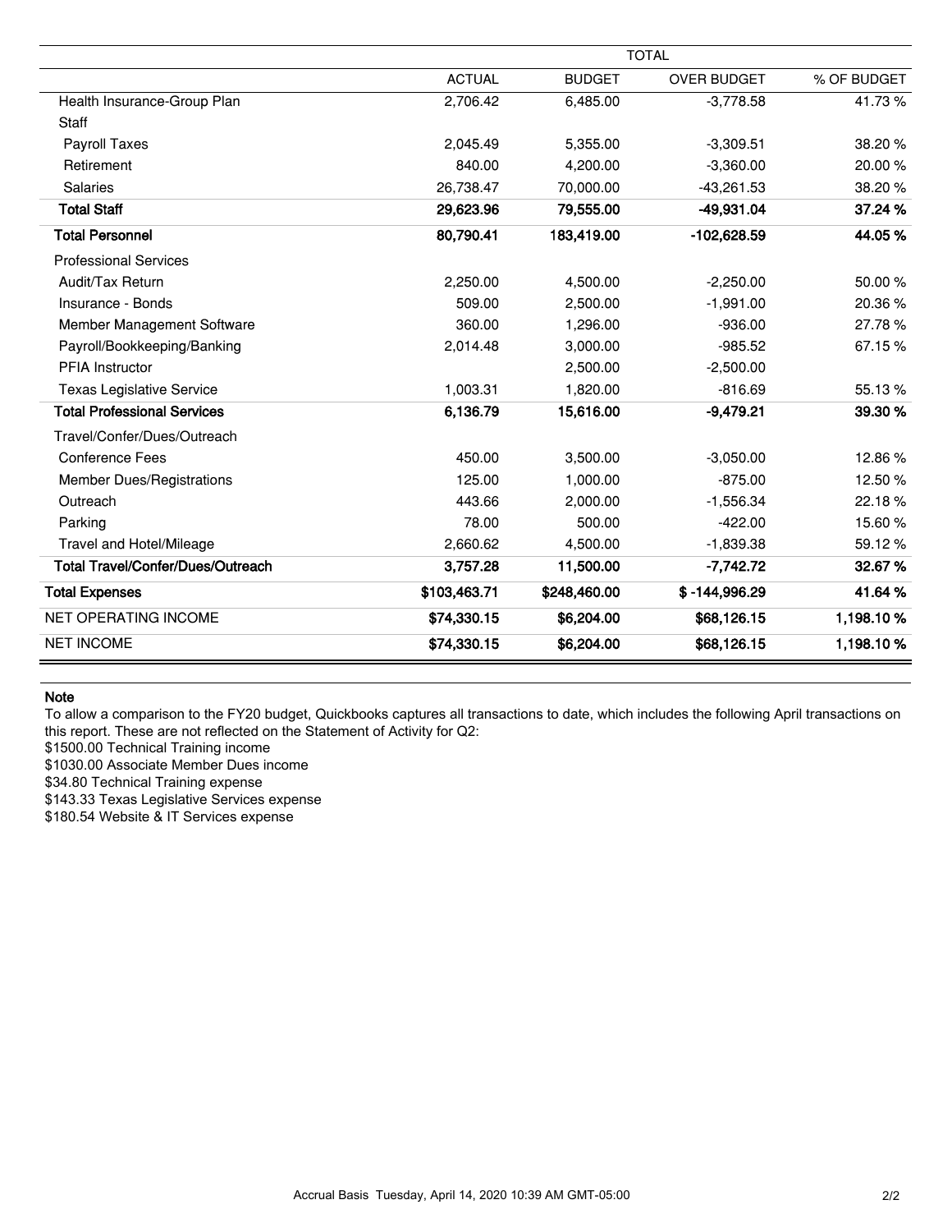| | TOTAL | | | |
|---|---|---|---|---|
| | ACTUAL | BUDGET | OVER BUDGET | % OF BUDGET |
| Health Insurance-Group Plan | 2,706.42 | 6,485.00 | -3,778.58 | 41.73 % |
| Staff | | | | |
| Payroll Taxes | 2,045.49 | 5,355.00 | -3,309.51 | 38.20 % |
| Retirement | 840.00 | 4,200.00 | -3,360.00 | 20.00 % |
| Salaries | 26,738.47 | 70,000.00 | -43,261.53 | 38.20 % |
| **Total Staff** | **29,623.96** | **79,555.00** | **-49,931.04** | **37.24 %** |
| **Total Personnel** | **80,790.41** | **183,419.00** | **-102,628.59** | **44.05 %** |
| Professional Services | | | | |
| Audit/Tax Return | 2,250.00 | 4,500.00 | -2,250.00 | 50.00 % |
| Insurance - Bonds | 509.00 | 2,500.00 | -1,991.00 | 20.36 % |
| Member Management Software | 360.00 | 1,296.00 | -936.00 | 27.78 % |
| Payroll/Bookkeeping/Banking | 2,014.48 | 3,000.00 | -985.52 | 67.15 % |
| PFIA Instructor | | 2,500.00 | -2,500.00 | |
| Texas Legislative Service | 1,003.31 | 1,820.00 | -816.69 | 55.13 % |
| **Total Professional Services** | **6,136.79** | **15,616.00** | **-9,479.21** | **39.30 %** |
| Travel/Confer/Dues/Outreach | | | | |
| Conference Fees | 450.00 | 3,500.00 | -3,050.00 | 12.86 % |
| Member Dues/Registrations | 125.00 | 1,000.00 | -875.00 | 12.50 % |
| Outreach | 443.66 | 2,000.00 | -1,556.34 | 22.18 % |
| Parking | 78.00 | 500.00 | -422.00 | 15.60 % |
| Travel and Hotel/Mileage | 2,660.62 | 4,500.00 | -1,839.38 | 59.12 % |
| **Total Travel/Confer/Dues/Outreach** | **3,757.28** | **11,500.00** | **-7,742.72** | **32.67 %** |
| **Total Expenses** | **$103,463.71** | **$248,460.00** | **$ -144,996.29** | **41.64 %** |
| NET OPERATING INCOME | **$74,330.15** | **$6,204.00** | **$68,126.15** | **1,198.10 %** |
| NET INCOME | **$74,330.15** | **$6,204.00** | **$68,126.15** | **1,198.10 %** |

**Note**

To allow a comparison to the FY20 budget, Quickbooks captures all transactions to date, which includes the following April transactions on this report. These are not reflected on the Statement of Activity for Q2:

$1500.00 Technical Training income
$1030.00 Associate Member Dues income
$34.80 Technical Training expense
$143.33 Texas Legislative Services expense
$180.54 Website & IT Services expense

Accrual Basis Tuesday, April 14, 2020 10:39 AM GMT-05:00